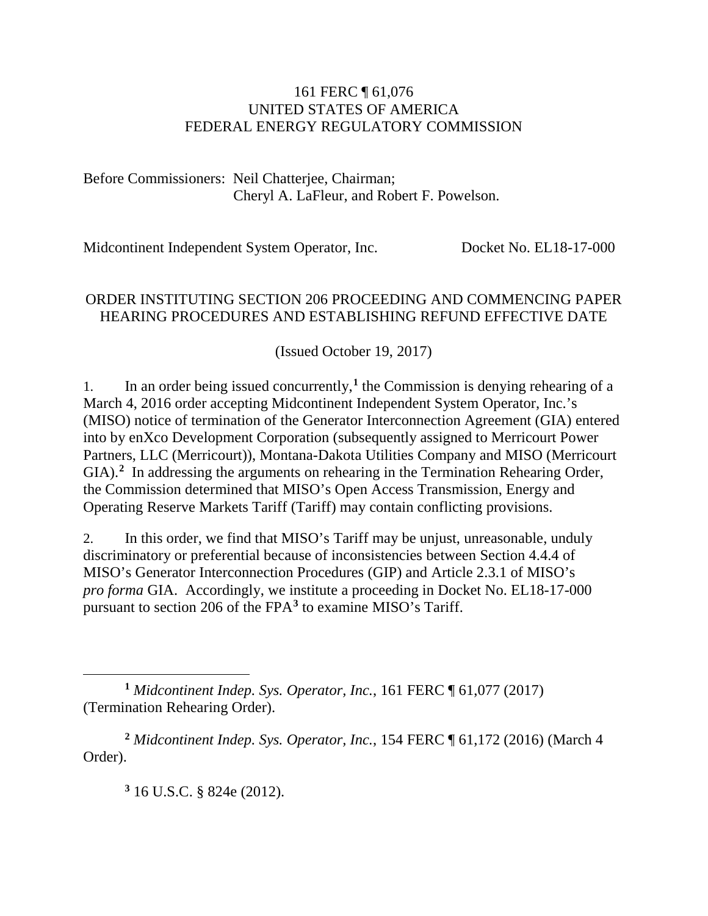161 FERC ¶ 61,076
UNITED STATES OF AMERICA
FEDERAL ENERGY REGULATORY COMMISSION

Before Commissioners: Neil Chatterjee, Chairman;
Cheryl A. LaFleur, and Robert F. Powelson.

Midcontinent Independent System Operator, Inc. Docket No. EL18-17-000

ORDER INSTITUTING SECTION 206 PROCEEDING AND COMMENCING PAPER HEARING PROCEDURES AND ESTABLISHING REFUND EFFECTIVE DATE

(Issued October 19, 2017)

1. In an order being issued concurrently,[1] the Commission is denying rehearing of a March 4, 2016 order accepting Midcontinent Independent System Operator, Inc.'s (MISO) notice of termination of the Generator Interconnection Agreement (GIA) entered into by enXco Development Corporation (subsequently assigned to Merricourt Power Partners, LLC (Merricourt)), Montana-Dakota Utilities Company and MISO (Merricourt GIA).[2] In addressing the arguments on rehearing in the Termination Rehearing Order, the Commission determined that MISO's Open Access Transmission, Energy and Operating Reserve Markets Tariff (Tariff) may contain conflicting provisions.

2. In this order, we find that MISO's Tariff may be unjust, unreasonable, unduly discriminatory or preferential because of inconsistencies between Section 4.4.4 of MISO's Generator Interconnection Procedures (GIP) and Article 2.3.1 of MISO's *pro forma* GIA. Accordingly, we institute a proceeding in Docket No. EL18-17-000 pursuant to section 206 of the FPA[3] to examine MISO's Tariff.

[1] *Midcontinent Indep. Sys. Operator, Inc.*, 161 FERC ¶ 61,077 (2017) (Termination Rehearing Order).

[2] *Midcontinent Indep. Sys. Operator, Inc.*, 154 FERC ¶ 61,172 (2016) (March 4 Order).

[3] 16 U.S.C. § 824e (2012).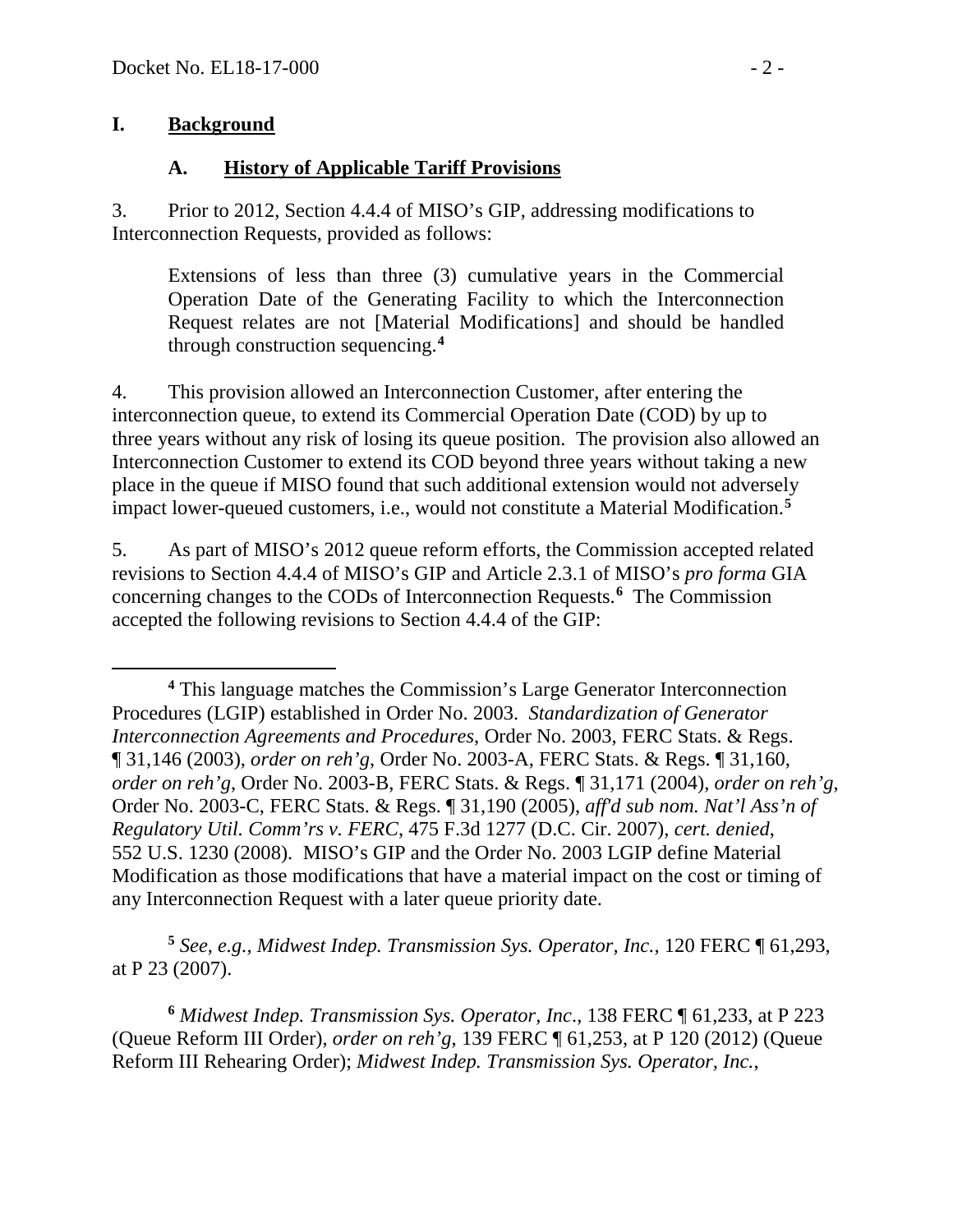# I. Background

## A. History of Applicable Tariff Provisions

3. Prior to 2012, Section 4.4.4 of MISO's GIP, addressing modifications to Interconnection Requests, provided as follows:

> Extensions of less than three (3) cumulative years in the Commercial Operation Date of the Generating Facility to which the Interconnection Request relates are not [Material Modifications] and should be handled through construction sequencing.[4]

4. This provision allowed an Interconnection Customer, after entering the interconnection queue, to extend its Commercial Operation Date (COD) by up to three years without any risk of losing its queue position. The provision also allowed an Interconnection Customer to extend its COD beyond three years without taking a new place in the queue if MISO found that such additional extension would not adversely impact lower-queued customers, i.e., would not constitute a Material Modification.[5]

5. As part of MISO's 2012 queue reform efforts, the Commission accepted related revisions to Section 4.4.4 of MISO's GIP and Article 2.3.1 of MISO's *pro forma* GIA concerning changes to the CODs of Interconnection Requests.[6] The Commission accepted the following revisions to Section 4.4.4 of the GIP:

---

[4] This language matches the Commission's Large Generator Interconnection Procedures (LGIP) established in Order No. 2003. *Standardization of Generator Interconnection Agreements and Procedures*, Order No. 2003, FERC Stats. & Regs. ¶ 31,146 (2003), *order on reh'g*, Order No. 2003-A, FERC Stats. & Regs. ¶ 31,160, *order on reh'g*, Order No. 2003-B, FERC Stats. & Regs. ¶ 31,171 (2004), *order on reh'g*, Order No. 2003-C, FERC Stats. & Regs. ¶ 31,190 (2005), *aff'd sub nom. Nat'l Ass'n of Regulatory Util. Comm'rs v. FERC*, 475 F.3d 1277 (D.C. Cir. 2007), *cert. denied*, 552 U.S. 1230 (2008). MISO's GIP and the Order No. 2003 LGIP define Material Modification as those modifications that have a material impact on the cost or timing of any Interconnection Request with a later queue priority date.

[5] *See, e.g., Midwest Indep. Transmission Sys. Operator, Inc.*, 120 FERC ¶ 61,293, at P 23 (2007).

[6] *Midwest Indep. Transmission Sys. Operator, Inc*., 138 FERC ¶ 61,233, at P 223 (Queue Reform III Order), *order on reh'g*, 139 FERC ¶ 61,253, at P 120 (2012) (Queue Reform III Rehearing Order); *Midwest Indep. Transmission Sys. Operator, Inc.*,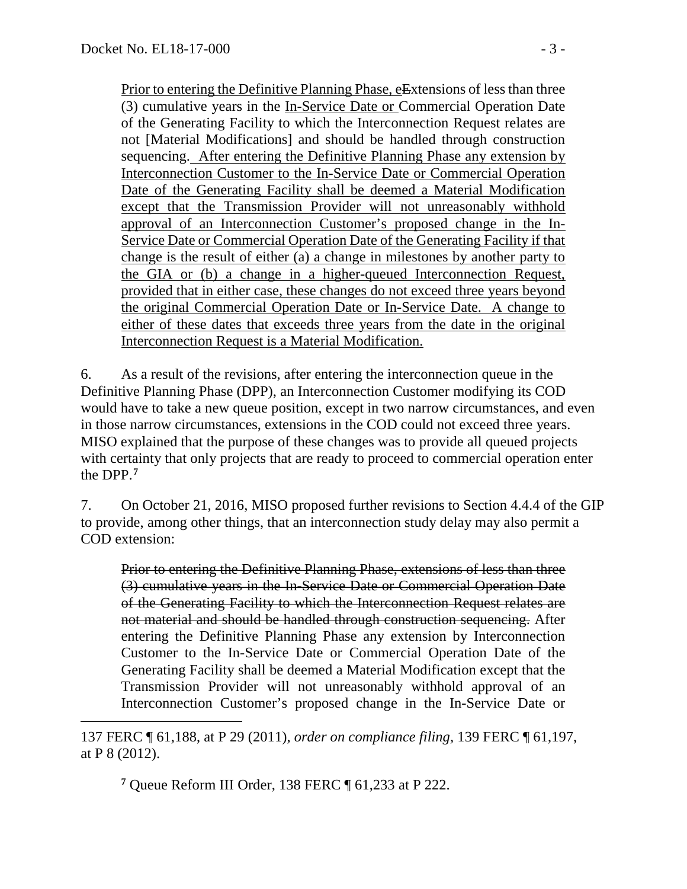> <u>Prior to entering the Definitive Planning Phase, e</u>~~E~~xtensions of less than three (3) cumulative years in the <u>In-Service Date or</u> Commercial Operation Date of the Generating Facility to which the Interconnection Request relates are not [Material Modifications] and should be handled through construction sequencing. <u>After entering the Definitive Planning Phase any extension by Interconnection Customer to the In-Service Date or Commercial Operation Date of the Generating Facility shall be deemed a Material Modification except that the Transmission Provider will not unreasonably withhold approval of an Interconnection Customer's proposed change in the In-Service Date or Commercial Operation Date of the Generating Facility if that change is the result of either (a) a change in milestones by another party to the GIA or (b) a change in a higher-queued Interconnection Request, provided that in either case, these changes do not exceed three years beyond the original Commercial Operation Date or In-Service Date. A change to either of these dates that exceeds three years from the date in the original Interconnection Request is a Material Modification.</u>

6. As a result of the revisions, after entering the interconnection queue in the Definitive Planning Phase (DPP), an Interconnection Customer modifying its COD would have to take a new queue position, except in two narrow circumstances, and even in those narrow circumstances, extensions in the COD could not exceed three years. MISO explained that the purpose of these changes was to provide all queued projects with certainty that only projects that are ready to proceed to commercial operation enter the DPP.[7]

7. On October 21, 2016, MISO proposed further revisions to Section 4.4.4 of the GIP to provide, among other things, that an interconnection study delay may also permit a COD extension:

> ~~Prior to entering the Definitive Planning Phase, extensions of less than three (3) cumulative years in the In-Service Date or Commercial Operation Date of the Generating Facility to which the Interconnection Request relates are not material and should be handled through construction sequencing.~~ After entering the Definitive Planning Phase any extension by Interconnection Customer to the In-Service Date or Commercial Operation Date of the Generating Facility shall be deemed a Material Modification except that the Transmission Provider will not unreasonably withhold approval of an Interconnection Customer's proposed change in the In-Service Date or

---

137 FERC ¶ 61,188, at P 29 (2011), *order on compliance filing*, 139 FERC ¶ 61,197, at P 8 (2012).

[7] Queue Reform III Order, 138 FERC ¶ 61,233 at P 222.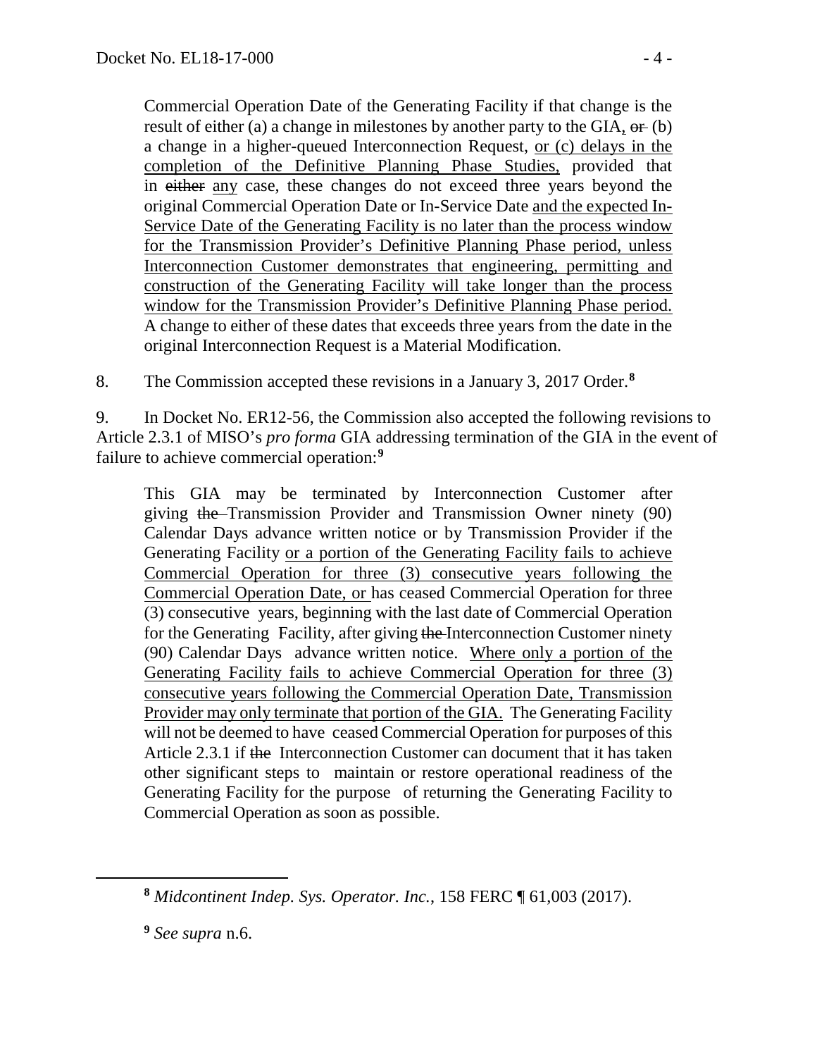> Commercial Operation Date of the Generating Facility if that change is the result of either (a) a change in milestones by another party to the GIA, ~~or~~ (b) a change in a higher-queued Interconnection Request, <u>or (c) delays in the completion of the Definitive Planning Phase Studies,</u> provided that in ~~either~~ <u>any</u> case, these changes do not exceed three years beyond the original Commercial Operation Date or In-Service Date <u>and the expected In-Service Date of the Generating Facility is no later than the process window for the Transmission Provider's Definitive Planning Phase period, unless Interconnection Customer demonstrates that engineering, permitting and construction of the Generating Facility will take longer than the process window for the Transmission Provider's Definitive Planning Phase period.</u> A change to either of these dates that exceeds three years from the date in the original Interconnection Request is a Material Modification.

8. The Commission accepted these revisions in a January 3, 2017 Order.[8]

9. In Docket No. ER12-56, the Commission also accepted the following revisions to Article 2.3.1 of MISO's *pro forma* GIA addressing termination of the GIA in the event of failure to achieve commercial operation:[9]

> This GIA may be terminated by Interconnection Customer after giving ~~the~~ Transmission Provider and Transmission Owner ninety (90) Calendar Days advance written notice or by Transmission Provider if the Generating Facility <u>or a portion of the Generating Facility fails to achieve Commercial Operation for three (3) consecutive years following the Commercial Operation Date, or</u> has ceased Commercial Operation for three (3) consecutive years, beginning with the last date of Commercial Operation for the Generating Facility, after giving ~~the~~ Interconnection Customer ninety (90) Calendar Days advance written notice. <u>Where only a portion of the Generating Facility fails to achieve Commercial Operation for three (3) consecutive years following the Commercial Operation Date, Transmission Provider may only terminate that portion of the GIA.</u> The Generating Facility will not be deemed to have ceased Commercial Operation for purposes of this Article 2.3.1 if ~~the~~ Interconnection Customer can document that it has taken other significant steps to maintain or restore operational readiness of the Generating Facility for the purpose of returning the Generating Facility to Commercial Operation as soon as possible.

---

[8] *Midcontinent Indep. Sys. Operator. Inc.*, 158 FERC ¶ 61,003 (2017).

[9] *See supra* n.6.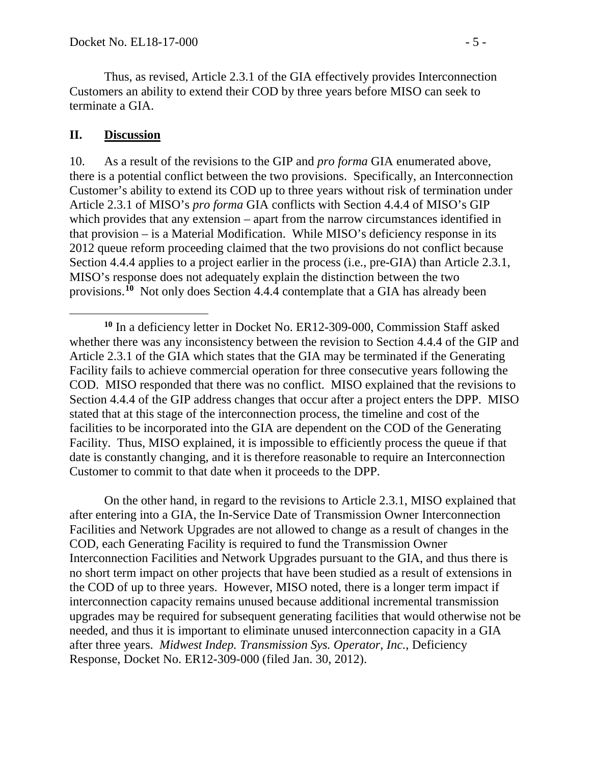Thus, as revised, Article 2.3.1 of the GIA effectively provides Interconnection Customers an ability to extend their COD by three years before MISO can seek to terminate a GIA.

## II. Discussion

10. As a result of the revisions to the GIP and *pro forma* GIA enumerated above, there is a potential conflict between the two provisions. Specifically, an Interconnection Customer's ability to extend its COD up to three years without risk of termination under Article 2.3.1 of MISO's *pro forma* GIA conflicts with Section 4.4.4 of MISO's GIP which provides that any extension – apart from the narrow circumstances identified in that provision – is a Material Modification. While MISO's deficiency response in its 2012 queue reform proceeding claimed that the two provisions do not conflict because Section 4.4.4 applies to a project earlier in the process (i.e., pre-GIA) than Article 2.3.1, MISO's response does not adequately explain the distinction between the two provisions.[10] Not only does Section 4.4.4 contemplate that a GIA has already been

---

[10] In a deficiency letter in Docket No. ER12-309-000, Commission Staff asked whether there was any inconsistency between the revision to Section 4.4.4 of the GIP and Article 2.3.1 of the GIA which states that the GIA may be terminated if the Generating Facility fails to achieve commercial operation for three consecutive years following the COD. MISO responded that there was no conflict. MISO explained that the revisions to Section 4.4.4 of the GIP address changes that occur after a project enters the DPP. MISO stated that at this stage of the interconnection process, the timeline and cost of the facilities to be incorporated into the GIA are dependent on the COD of the Generating Facility. Thus, MISO explained, it is impossible to efficiently process the queue if that date is constantly changing, and it is therefore reasonable to require an Interconnection Customer to commit to that date when it proceeds to the DPP.

On the other hand, in regard to the revisions to Article 2.3.1, MISO explained that after entering into a GIA, the In-Service Date of Transmission Owner Interconnection Facilities and Network Upgrades are not allowed to change as a result of changes in the COD, each Generating Facility is required to fund the Transmission Owner Interconnection Facilities and Network Upgrades pursuant to the GIA, and thus there is no short term impact on other projects that have been studied as a result of extensions in the COD of up to three years. However, MISO noted, there is a longer term impact if interconnection capacity remains unused because additional incremental transmission upgrades may be required for subsequent generating facilities that would otherwise not be needed, and thus it is important to eliminate unused interconnection capacity in a GIA after three years. *Midwest Indep. Transmission Sys. Operator, Inc.*, Deficiency Response, Docket No. ER12-309-000 (filed Jan. 30, 2012).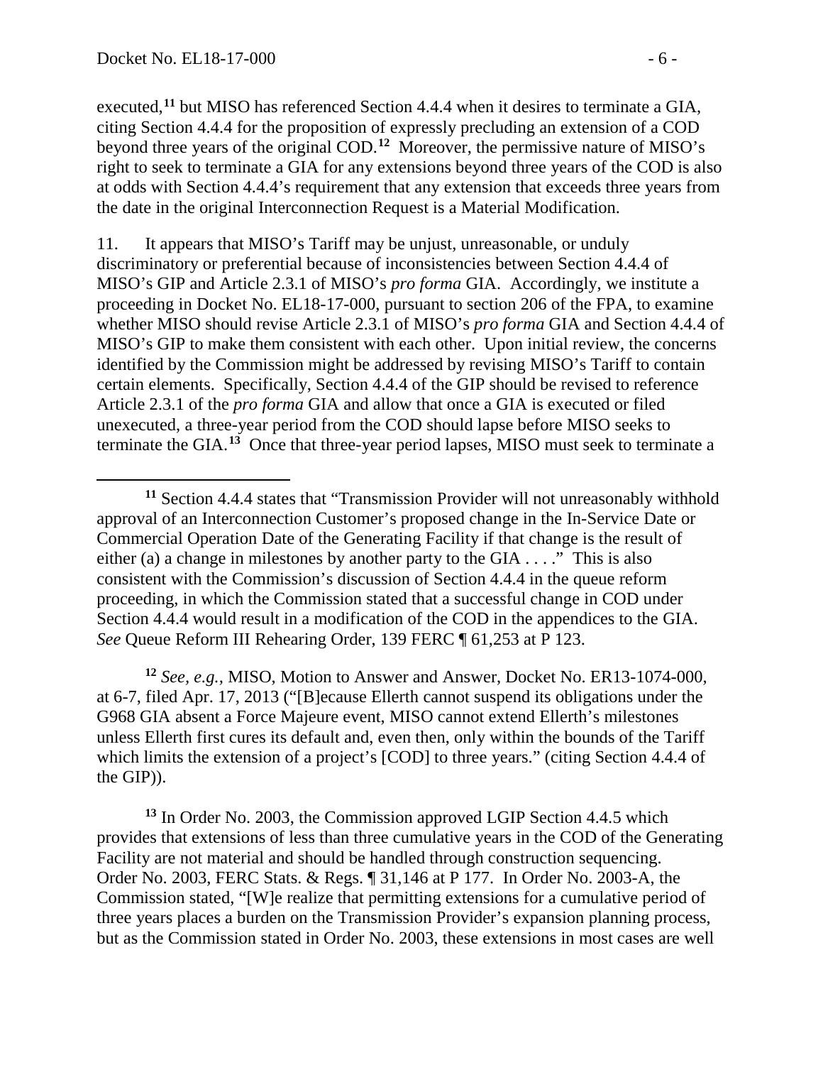executed,[11] but MISO has referenced Section 4.4.4 when it desires to terminate a GIA, citing Section 4.4.4 for the proposition of expressly precluding an extension of a COD beyond three years of the original COD.[12] Moreover, the permissive nature of MISO's right to seek to terminate a GIA for any extensions beyond three years of the COD is also at odds with Section 4.4.4's requirement that any extension that exceeds three years from the date in the original Interconnection Request is a Material Modification.

11. It appears that MISO's Tariff may be unjust, unreasonable, or unduly discriminatory or preferential because of inconsistencies between Section 4.4.4 of MISO's GIP and Article 2.3.1 of MISO's *pro forma* GIA. Accordingly, we institute a proceeding in Docket No. EL18-17-000, pursuant to section 206 of the FPA, to examine whether MISO should revise Article 2.3.1 of MISO's *pro forma* GIA and Section 4.4.4 of MISO's GIP to make them consistent with each other. Upon initial review, the concerns identified by the Commission might be addressed by revising MISO's Tariff to contain certain elements. Specifically, Section 4.4.4 of the GIP should be revised to reference Article 2.3.1 of the *pro forma* GIA and allow that once a GIA is executed or filed unexecuted, a three-year period from the COD should lapse before MISO seeks to terminate the GIA.[13] Once that three-year period lapses, MISO must seek to terminate a

---

[11] Section 4.4.4 states that "Transmission Provider will not unreasonably withhold approval of an Interconnection Customer's proposed change in the In-Service Date or Commercial Operation Date of the Generating Facility if that change is the result of either (a) a change in milestones by another party to the GIA . . . ." This is also consistent with the Commission's discussion of Section 4.4.4 in the queue reform proceeding, in which the Commission stated that a successful change in COD under Section 4.4.4 would result in a modification of the COD in the appendices to the GIA. *See* Queue Reform III Rehearing Order, 139 FERC ¶ 61,253 at P 123.

[12] *See, e.g.,* MISO, Motion to Answer and Answer, Docket No. ER13-1074-000, at 6-7, filed Apr. 17, 2013 ("[B]ecause Ellerth cannot suspend its obligations under the G968 GIA absent a Force Majeure event, MISO cannot extend Ellerth's milestones unless Ellerth first cures its default and, even then, only within the bounds of the Tariff which limits the extension of a project's [COD] to three years." (citing Section 4.4.4 of the GIP)).

[13] In Order No. 2003, the Commission approved LGIP Section 4.4.5 which provides that extensions of less than three cumulative years in the COD of the Generating Facility are not material and should be handled through construction sequencing. Order No. 2003, FERC Stats. & Regs. ¶ 31,146 at P 177. In Order No. 2003-A, the Commission stated, "[W]e realize that permitting extensions for a cumulative period of three years places a burden on the Transmission Provider's expansion planning process, but as the Commission stated in Order No. 2003, these extensions in most cases are well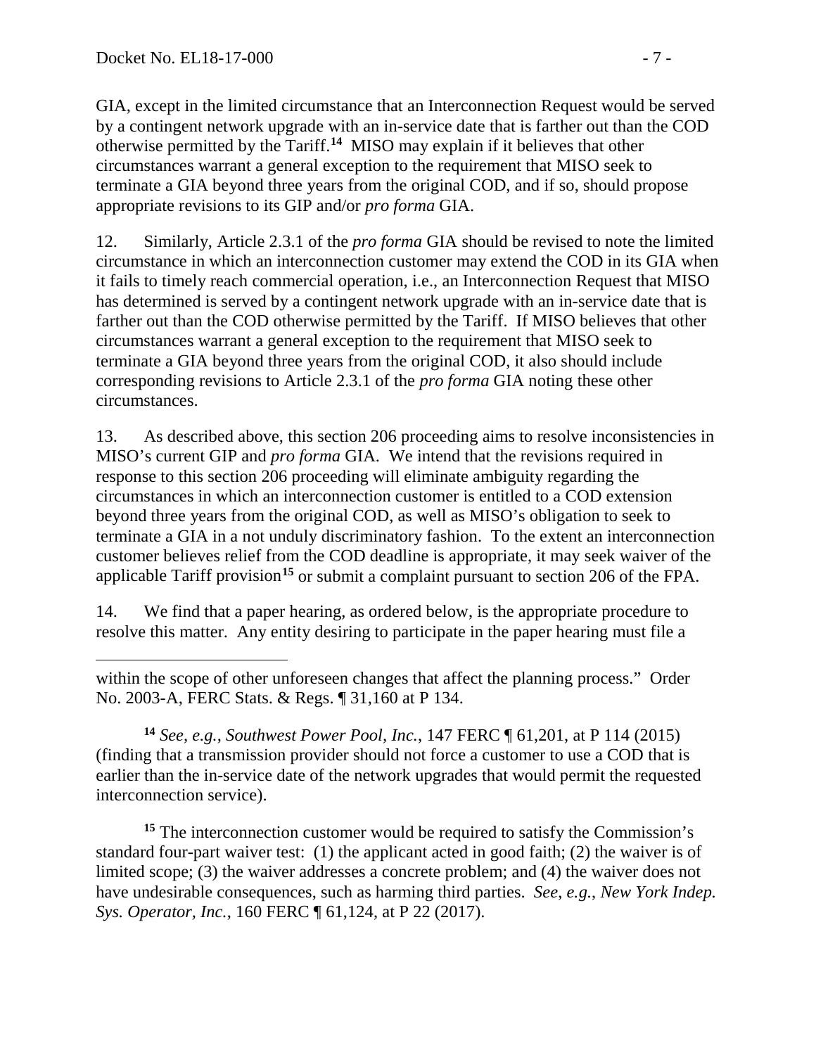GIA, except in the limited circumstance that an Interconnection Request would be served by a contingent network upgrade with an in-service date that is farther out than the COD otherwise permitted by the Tariff.[14] MISO may explain if it believes that other circumstances warrant a general exception to the requirement that MISO seek to terminate a GIA beyond three years from the original COD, and if so, should propose appropriate revisions to its GIP and/or *pro forma* GIA.

12. Similarly, Article 2.3.1 of the *pro forma* GIA should be revised to note the limited circumstance in which an interconnection customer may extend the COD in its GIA when it fails to timely reach commercial operation, i.e., an Interconnection Request that MISO has determined is served by a contingent network upgrade with an in-service date that is farther out than the COD otherwise permitted by the Tariff. If MISO believes that other circumstances warrant a general exception to the requirement that MISO seek to terminate a GIA beyond three years from the original COD, it also should include corresponding revisions to Article 2.3.1 of the *pro forma* GIA noting these other circumstances.

13. As described above, this section 206 proceeding aims to resolve inconsistencies in MISO's current GIP and *pro forma* GIA. We intend that the revisions required in response to this section 206 proceeding will eliminate ambiguity regarding the circumstances in which an interconnection customer is entitled to a COD extension beyond three years from the original COD, as well as MISO's obligation to seek to terminate a GIA in a not unduly discriminatory fashion. To the extent an interconnection customer believes relief from the COD deadline is appropriate, it may seek waiver of the applicable Tariff provision[15] or submit a complaint pursuant to section 206 of the FPA.

14. We find that a paper hearing, as ordered below, is the appropriate procedure to resolve this matter. Any entity desiring to participate in the paper hearing must file a

---

within the scope of other unforeseen changes that affect the planning process." Order No. 2003-A, FERC Stats. & Regs. ¶ 31,160 at P 134.

[14] *See, e.g.*, *Southwest Power Pool, Inc.*, 147 FERC ¶ 61,201, at P 114 (2015) (finding that a transmission provider should not force a customer to use a COD that is earlier than the in-service date of the network upgrades that would permit the requested interconnection service).

[15] The interconnection customer would be required to satisfy the Commission's standard four-part waiver test: (1) the applicant acted in good faith; (2) the waiver is of limited scope; (3) the waiver addresses a concrete problem; and (4) the waiver does not have undesirable consequences, such as harming third parties. *See, e.g.*, *New York Indep. Sys. Operator, Inc.*, 160 FERC ¶ 61,124, at P 22 (2017).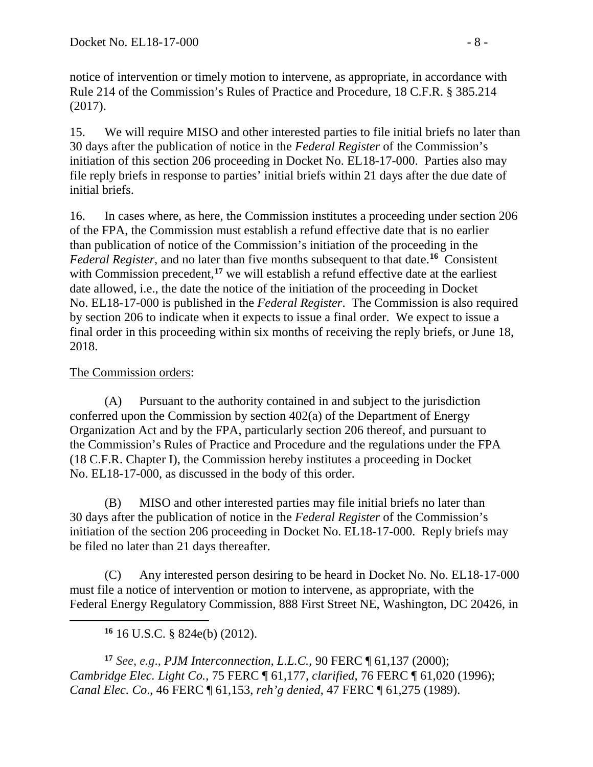notice of intervention or timely motion to intervene, as appropriate, in accordance with Rule 214 of the Commission's Rules of Practice and Procedure, 18 C.F.R. § 385.214 (2017).

15. We will require MISO and other interested parties to file initial briefs no later than 30 days after the publication of notice in the *Federal Register* of the Commission's initiation of this section 206 proceeding in Docket No. EL18-17-000. Parties also may file reply briefs in response to parties' initial briefs within 21 days after the due date of initial briefs.

16. In cases where, as here, the Commission institutes a proceeding under section 206 of the FPA, the Commission must establish a refund effective date that is no earlier than publication of notice of the Commission's initiation of the proceeding in the *Federal Register*, and no later than five months subsequent to that date.[16] Consistent with Commission precedent,[17] we will establish a refund effective date at the earliest date allowed, i.e., the date the notice of the initiation of the proceeding in Docket No. EL18-17-000 is published in the *Federal Register*. The Commission is also required by section 206 to indicate when it expects to issue a final order. We expect to issue a final order in this proceeding within six months of receiving the reply briefs, or June 18, 2018.

The Commission orders:

(A) Pursuant to the authority contained in and subject to the jurisdiction conferred upon the Commission by section 402(a) of the Department of Energy Organization Act and by the FPA, particularly section 206 thereof, and pursuant to the Commission's Rules of Practice and Procedure and the regulations under the FPA (18 C.F.R. Chapter I), the Commission hereby institutes a proceeding in Docket No. EL18-17-000, as discussed in the body of this order.

(B) MISO and other interested parties may file initial briefs no later than 30 days after the publication of notice in the *Federal Register* of the Commission's initiation of the section 206 proceeding in Docket No. EL18-17-000. Reply briefs may be filed no later than 21 days thereafter.

(C) Any interested person desiring to be heard in Docket No. No. EL18-17-000 must file a notice of intervention or motion to intervene, as appropriate, with the Federal Energy Regulatory Commission, 888 First Street NE, Washington, DC 20426, in

---

[16] 16 U.S.C. § 824e(b) (2012).

[17] *See, e.g.*, *PJM Interconnection, L.L.C.*, 90 FERC ¶ 61,137 (2000); *Cambridge Elec. Light Co.*, 75 FERC ¶ 61,177, *clarified*, 76 FERC ¶ 61,020 (1996); *Canal Elec. Co*., 46 FERC ¶ 61,153, *reh'g denied*, 47 FERC ¶ 61,275 (1989).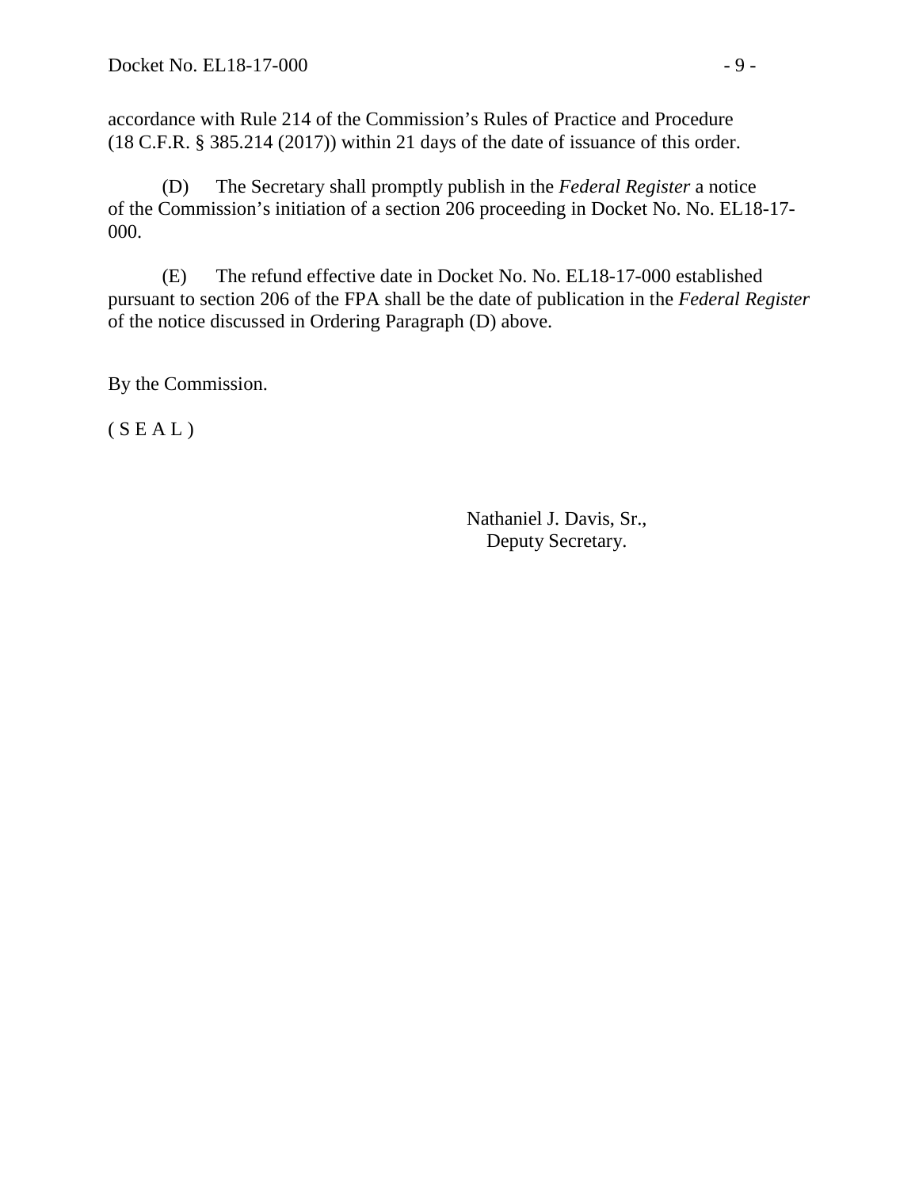accordance with Rule 214 of the Commission's Rules of Practice and Procedure (18 C.F.R. § 385.214 (2017)) within 21 days of the date of issuance of this order.

(D) The Secretary shall promptly publish in the *Federal Register* a notice of the Commission's initiation of a section 206 proceeding in Docket No. No. EL18-17-000.

(E) The refund effective date in Docket No. No. EL18-17-000 established pursuant to section 206 of the FPA shall be the date of publication in the *Federal Register* of the notice discussed in Ordering Paragraph (D) above.

By the Commission.

( S E A L )

Nathaniel J. Davis, Sr.,
Deputy Secretary.